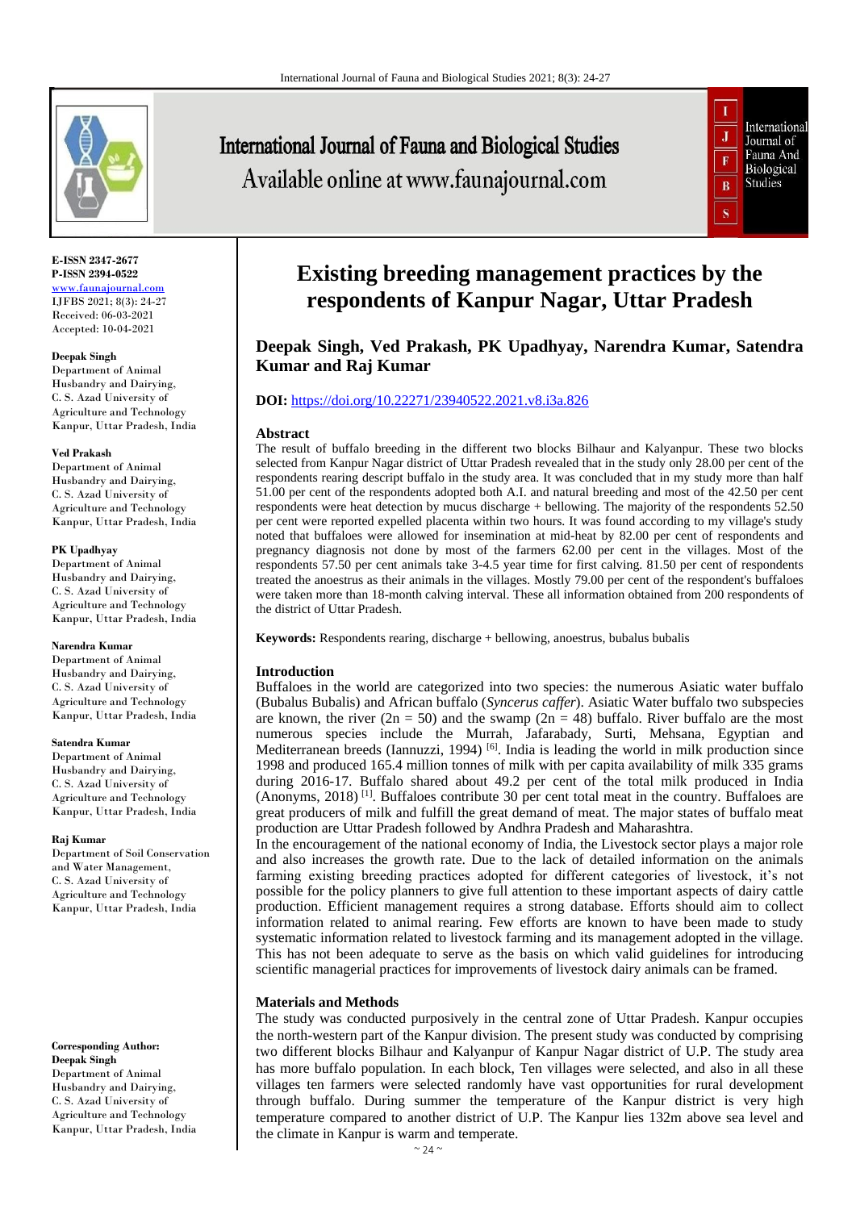E-ISSN 2347-2677
P-ISSN 2394-0522
www.faunajournal.com
IJFBS 2021; 8(3): 24-27
Received: 06-03-2021
Accepted: 10-04-2021

**Deepak Singh**
Department of Animal Husbandry and Dairying, C. S. Azad University of Agriculture and Technology Kanpur, Uttar Pradesh, India

**Ved Prakash**
Department of Animal Husbandry and Dairying, C. S. Azad University of Agriculture and Technology Kanpur, Uttar Pradesh, India

**PK Upadhyay**
Department of Animal Husbandry and Dairying, C. S. Azad University of Agriculture and Technology Kanpur, Uttar Pradesh, India

**Narendra Kumar**
Department of Animal Husbandry and Dairying, C. S. Azad University of Agriculture and Technology Kanpur, Uttar Pradesh, India

**Satendra Kumar**
Department of Animal Husbandry and Dairying, C. S. Azad University of Agriculture and Technology Kanpur, Uttar Pradesh, India

**Raj Kumar**
Department of Soil Conservation and Water Management, C. S. Azad University of Agriculture and Technology Kanpur, Uttar Pradesh, India

**Corresponding Author:**
**Deepak Singh**
Department of Animal Husbandry and Dairying, C. S. Azad University of Agriculture and Technology Kanpur, Uttar Pradesh, India

# Existing breeding management practices by the respondents of Kanpur Nagar, Uttar Pradesh

**Deepak Singh, Ved Prakash, PK Upadhyay, Narendra Kumar, Satendra Kumar and Raj Kumar**

**DOI:** https://doi.org/10.22271/23940522.2021.v8.i3a.826

## Abstract

The result of buffalo breeding in the different two blocks Bilhaur and Kalyanpur. These two blocks selected from Kanpur Nagar district of Uttar Pradesh revealed that in the study only 28.00 per cent of the respondents rearing descript buffalo in the study area. It was concluded that in my study more than half 51.00 per cent of the respondents adopted both A.I. and natural breeding and most of the 42.50 per cent respondents were heat detection by mucus discharge + bellowing. The majority of the respondents 52.50 per cent were reported expelled placenta within two hours. It was found according to my village's study noted that buffaloes were allowed for insemination at mid-heat by 82.00 per cent of respondents and pregnancy diagnosis not done by most of the farmers 62.00 per cent in the villages. Most of the respondents 57.50 per cent animals take 3-4.5 year time for first calving. 81.50 per cent of respondents treated the anoestrus as their animals in the villages. Mostly 79.00 per cent of the respondent's buffaloes were taken more than 18-month calving interval. These all information obtained from 200 respondents of the district of Uttar Pradesh.

**Keywords:** Respondents rearing, discharge + bellowing, anoestrus, bubalus bubalis

## Introduction

Buffaloes in the world are categorized into two species: the numerous Asiatic water buffalo (Bubalus Bubalis) and African buffalo (*Syncerus caffer*). Asiatic Water buffalo two subspecies are known, the river ($2n = 50$) and the swamp ($2n = 48$) buffalo. River buffalo are the most numerous species include the Murrah, Jafarabady, Surti, Mehsana, Egyptian and Mediterranean breeds (Iannuzzi, 1994) [6]. India is leading the world in milk production since 1998 and produced 165.4 million tonnes of milk with per capita availability of milk 335 grams during 2016-17. Buffalo shared about 49.2 per cent of the total milk produced in India (Anonyms, 2018) [1]. Buffaloes contribute 30 per cent total meat in the country. Buffaloes are great producers of milk and fulfill the great demand of meat. The major states of buffalo meat production are Uttar Pradesh followed by Andhra Pradesh and Maharashtra.

In the encouragement of the national economy of India, the Livestock sector plays a major role and also increases the growth rate. Due to the lack of detailed information on the animals farming existing breeding practices adopted for different categories of livestock, it's not possible for the policy planners to give full attention to these important aspects of dairy cattle production. Efficient management requires a strong database. Efforts should aim to collect information related to animal rearing. Few efforts are known to have been made to study systematic information related to livestock farming and its management adopted in the village. This has not been adequate to serve as the basis on which valid guidelines for introducing scientific managerial practices for improvements of livestock dairy animals can be framed.

## Materials and Methods

The study was conducted purposively in the central zone of Uttar Pradesh. Kanpur occupies the north-western part of the Kanpur division. The present study was conducted by comprising two different blocks Bilhaur and Kalyanpur of Kanpur Nagar district of U.P. The study area has more buffalo population. In each block, Ten villages were selected, and also in all these villages ten farmers were selected randomly have vast opportunities for rural development through buffalo. During summer the temperature of the Kanpur district is very high temperature compared to another district of U.P. The Kanpur lies 132m above sea level and the climate in Kanpur is warm and temperate.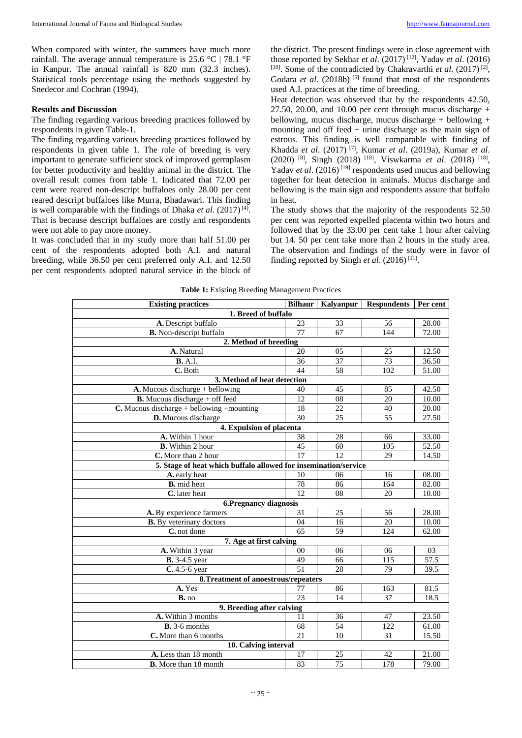When compared with winter, the summers have much more rainfall. The average annual temperature is 25.6 °C | 78.1 °F in Kanpur. The annual rainfall is 820 mm (32.3 inches). Statistical tools percentage using the methods suggested by Snedecor and Cochran (1994).

## Results and Discussion

The finding regarding various breeding practices followed by respondents in given Table-1.

The finding regarding various breeding practices followed by respondents in given table 1. The role of breeding is very important to generate sufficient stock of improved germplasm for better productivity and healthy animal in the district. The overall result comes from table 1. Indicated that 72.00 per cent were reared non-descript buffaloes only 28.00 per cent reared descript buffaloes like Murra, Bhadawari. This finding is well comparable with the findings of Dhaka *et al.* (2017) [4]. That is because descript buffaloes are costly and respondents were not able to pay more money.

It was concluded that in my study more than half 51.00 per cent of the respondents adopted both A.I. and natural breeding, while 36.50 per cent preferred only A.I. and 12.50 per cent respondents adopted natural service in the block of the district. The present findings were in close agreement with those reported by Sekhar *et al*. (2017) [12], Yadav *et al*. (2016) [19]. Some of the contradicted by Chakravarthi *et al*. (2017) [2], Godara *et al*. (2018b) [5] found that most of the respondents used A.I. practices at the time of breeding.

Heat detection was observed that by the respondents 42.50, 27.50, 20.00, and 10.00 per cent through mucus discharge + bellowing, mucus discharge, mucus discharge + bellowing + mounting and off feed + urine discharge as the main sign of estrous. This finding is well comparable with finding of Khadda *et al*. (2017) [7], Kumar *et al*. (2019a), Kumar *et al*. (2020) [8], Singh (2018) [18], Viswkarma *et al*. (2018) [18], Yadav *et al*. (2016) [19] respondents used mucus and bellowing together for heat detection in animals. Mucus discharge and bellowing is the main sign and respondents assure that buffalo in heat.

The study shows that the majority of the respondents 52.50 per cent was reported expelled placenta within two hours and followed that by the 33.00 per cent take 1 hour after calving but 14. 50 per cent take more than 2 hours in the study area. The observation and findings of the study were in favor of finding reported by Singh *et al.* (2016) [11].

**Table 1:** Existing Breeding Management Practices

| Existing practices | Bilhaur | Kalyanpur | Respondents | Per cent |
|---|---|---|---|---|
| **1. Breed of buffalo** | | | | |
| **A.** Descript buffalo | 23 | 33 | 56 | 28.00 |
| **B.** Non-descript buffalo | 77 | 67 | 144 | 72.00 |
| **2. Method of breeding** | | | | |
| **A.** Natural | 20 | 05 | 25 | 12.50 |
| **B.** A.I. | 36 | 37 | 73 | 36.50 |
| **C.** Both | 44 | 58 | 102 | 51.00 |
| **3. Method of heat detection** | | | | |
| **A.** Mucous discharge + bellowing | 40 | 45 | 85 | 42.50 |
| **B.** Mucous discharge + off feed | 12 | 08 | 20 | 10.00 |
| **C.** Mucous discharge + bellowing +mounting | 18 | 22 | 40 | 20.00 |
| **D.** Mucous discharge | 30 | 25 | 55 | 27.50 |
| **4. Expulsion of placenta** | | | | |
| **A.** Within 1 hour | 38 | 28 | 66 | 33.00 |
| **B.** Within 2 hour | 45 | 60 | 105 | 52.50 |
| **C.** More than 2 hour | 17 | 12 | 29 | 14.50 |
| **5. Stage of heat which buffalo allowed for insemination/service** | | | | |
| **A.** early heat | 10 | 06 | 16 | 08.00 |
| **B.** mid heat | 78 | 86 | 164 | 82.00 |
| **C.** later heat | 12 | 08 | 20 | 10.00 |
| **6.Pregnancy diagnosis** | | | | |
| **A.** By experience farmers | 31 | 25 | 56 | 28.00 |
| **B.** By veterinary doctors | 04 | 16 | 20 | 10.00 |
| **C.** not done | 65 | 59 | 124 | 62.00 |
| **7. Age at first calving** | | | | |
| **A.** Within 3 year | 00 | 06 | 06 | 03 |
| **B.** 3-4.5 year | 49 | 66 | 115 | 57.5 |
| **C.** 4.5-6 year | 51 | 28 | 79 | 39.5 |
| **8.Treatment of anoestrous/repeaters** | | | | |
| **A.** Yes | 77 | 86 | 163 | 81.5 |
| **B.** no | 23 | 14 | 37 | 18.5 |
| **9. Breeding after calving** | | | | |
| **A.** Within 3 months | 11 | 36 | 47 | 23.50 |
| **B.** 3-6 months | 68 | 54 | 122 | 61.00 |
| **C.** More than 6 months | 21 | 10 | 31 | 15.50 |
| **10. Calving interval** | | | | |
| **A.** Less than 18 month | 17 | 25 | 42 | 21.00 |
| **B.** More than 18 month | 83 | 75 | 178 | 79.00 |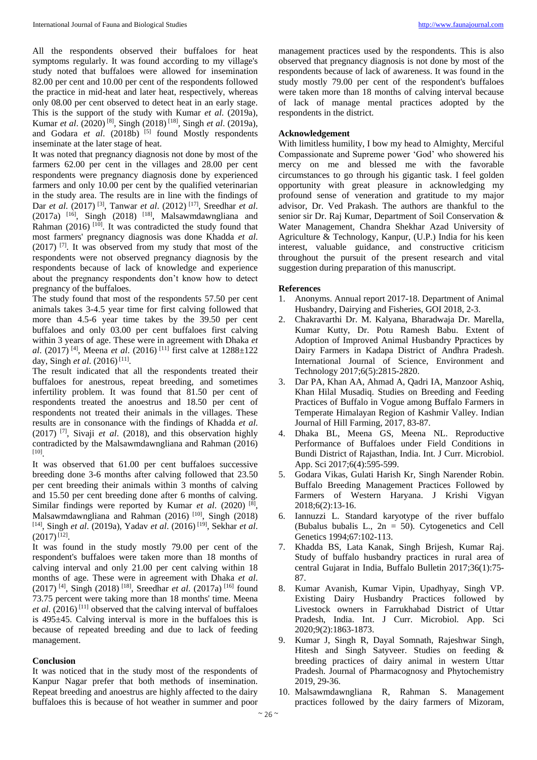All the respondents observed their buffaloes for heat symptoms regularly. It was found according to my village's study noted that buffaloes were allowed for insemination 82.00 per cent and 10.00 per cent of the respondents followed the practice in mid-heat and later heat, respectively, whereas only 08.00 per cent observed to detect heat in an early stage. This is the support of the study with Kumar *et al*. (2019a), Kumar *et al*. (2020) [8], Singh (2018) [18], Singh *et al*. (2019a), and Godara *et al*. (2018b) [5] found Mostly respondents inseminate at the later stage of heat.

It was noted that pregnancy diagnosis not done by most of the farmers 62.00 per cent in the villages and 28.00 per cent respondents were pregnancy diagnosis done by experienced farmers and only 10.00 per cent by the qualified veterinarian in the study area. The results are in line with the findings of Dar *et al*. (2017) [3], Tanwar *et al*. (2012) [17], Sreedhar *et al*. (2017a) [16], Singh (2018) [18], Malsawmdawngliana and Rahman (2016) [10]. It was contradicted the study found that most farmers' pregnancy diagnosis was done Khadda *et al*. (2017) [7]. It was observed from my study that most of the respondents were not observed pregnancy diagnosis by the respondents because of lack of knowledge and experience about the pregnancy respondents don't know how to detect pregnancy of the buffaloes.

The study found that most of the respondents 57.50 per cent animals takes 3-4.5 year time for first calving followed that more than 4.5-6 year time takes by the 39.50 per cent buffaloes and only 03.00 per cent buffaloes first calving within 3 years of age. These were in agreement with Dhaka *et al*. (2017) [4], Meena *et al*. (2016) [11] first calve at 1288±122 day, Singh *et al*. (2016) [11].

The result indicated that all the respondents treated their buffaloes for anestrous, repeat breeding, and sometimes infertility problem. It was found that 81.50 per cent of respondents treated the anoestrus and 18.50 per cent of respondents not treated their animals in the villages. These results are in consonance with the findings of Khadda *et al*. (2017) [7], Sivaji *et al*. (2018), and this observation highly contradicted by the Malsawmdawngliana and Rahman (2016) [10].

It was observed that 61.00 per cent buffaloes successive breeding done 3-6 months after calving followed that 23.50 per cent breeding their animals within 3 months of calving and 15.50 per cent breeding done after 6 months of calving. Similar findings were reported by Kumar *et al*. (2020) [8], Malsawmdawngliana and Rahman (2016) [10], Singh (2018) [14], Singh *et al*. (2019a), Yadav *et al*. (2016) [19], Sekhar *et al*. (2017) [12].

It was found in the study mostly 79.00 per cent of the respondent's buffaloes were taken more than 18 months of calving interval and only 21.00 per cent calving within 18 months of age. These were in agreement with Dhaka *et al*. (2017) [4], Singh (2018) [18], Sreedhar *et al*. (2017a) [16] found 73.75 percent were taking more than 18 months' time. Meena *et al*. (2016) [11] observed that the calving interval of buffaloes is 495±45. Calving interval is more in the buffaloes this is because of repeated breeding and due to lack of feeding management.

## Conclusion

It was noticed that in the study most of the respondents of Kanpur Nagar prefer that both methods of insemination. Repeat breeding and anoestrus are highly affected to the dairy buffaloes this is because of hot weather in summer and poor management practices used by the respondents. This is also observed that pregnancy diagnosis is not done by most of the respondents because of lack of awareness. It was found in the study mostly 79.00 per cent of the respondent's buffaloes were taken more than 18 months of calving interval because of lack of manage mental practices adopted by the respondents in the district.

## Acknowledgement

With limitless humility, I bow my head to Almighty, Merciful Compassionate and Supreme power 'God' who showered his mercy on me and blessed me with the favorable circumstances to go through his gigantic task. I feel golden opportunity with great pleasure in acknowledging my profound sense of veneration and gratitude to my major advisor, Dr. Ved Prakash. The authors are thankful to the senior sir Dr. Raj Kumar, Department of Soil Conservation & Water Management, Chandra Shekhar Azad University of Agriculture & Technology, Kanpur, (U.P.) India for his keen interest, valuable guidance, and constructive criticism throughout the pursuit of the present research and vital suggestion during preparation of this manuscript.

## References

1. Anonyms. Annual report 2017-18. Department of Animal Husbandry, Dairying and Fisheries, GOI 2018, 2-3.
2. Chakravarthi Dr. M. Kalyana, Bharadwaja Dr. Marella, Kumar Kutty, Dr. Potu Ramesh Babu. Extent of Adoption of Improved Animal Husbandry Ppractices by Dairy Farmers in Kadapa District of Andhra Pradesh. International Journal of Science, Environment and Technology 2017;6(5):2815-2820.
3. Dar PA, Khan AA, Ahmad A, Qadri IA, Manzoor Ashiq, Khan Hilal Musadiq. Studies on Breeding and Feeding Practices of Buffalo in Vogue among Buffalo Farmers in Temperate Himalayan Region of Kashmir Valley. Indian Journal of Hill Farming, 2017, 83-87.
4. Dhaka BL, Meena GS, Meena NL. Reproductive Performance of Buffaloes under Field Conditions in Bundi District of Rajasthan, India. Int. J Curr. Microbiol. App. Sci 2017;6(4):595-599.
5. Godara Vikas, Gulati Harish Kr, Singh Narender Robin. Buffalo Breeding Management Practices Followed by Farmers of Western Haryana. J Krishi Vigyan 2018;6(2):13-16.
6. Iannuzzi L. Standard karyotype of the river buffalo (Bubalus bubalis L., 2n = 50). Cytogenetics and Cell Genetics 1994;67:102-113.
7. Khadda BS, Lata Kanak, Singh Brijesh, Kumar Raj. Study of buffalo husbandry practices in rural area of central Gujarat in India, Buffalo Bulletin 2017;36(1):75-87.
8. Kumar Avanish, Kumar Vipin, Upadhyay, Singh VP. Existing Dairy Husbandry Practices followed by Livestock owners in Farrukhabad District of Uttar Pradesh, India. Int. J Curr. Microbiol. App. Sci 2020;9(2):1863-1873.
9. Kumar J, Singh R, Dayal Somnath, Rajeshwar Singh, Hitesh and Singh Satyveer. Studies on feeding & breeding practices of dairy animal in western Uttar Pradesh. Journal of Pharmacognosy and Phytochemistry 2019, 29-36.
10. Malsawmdawngliana R, Rahman S. Management practices followed by the dairy farmers of Mizoram,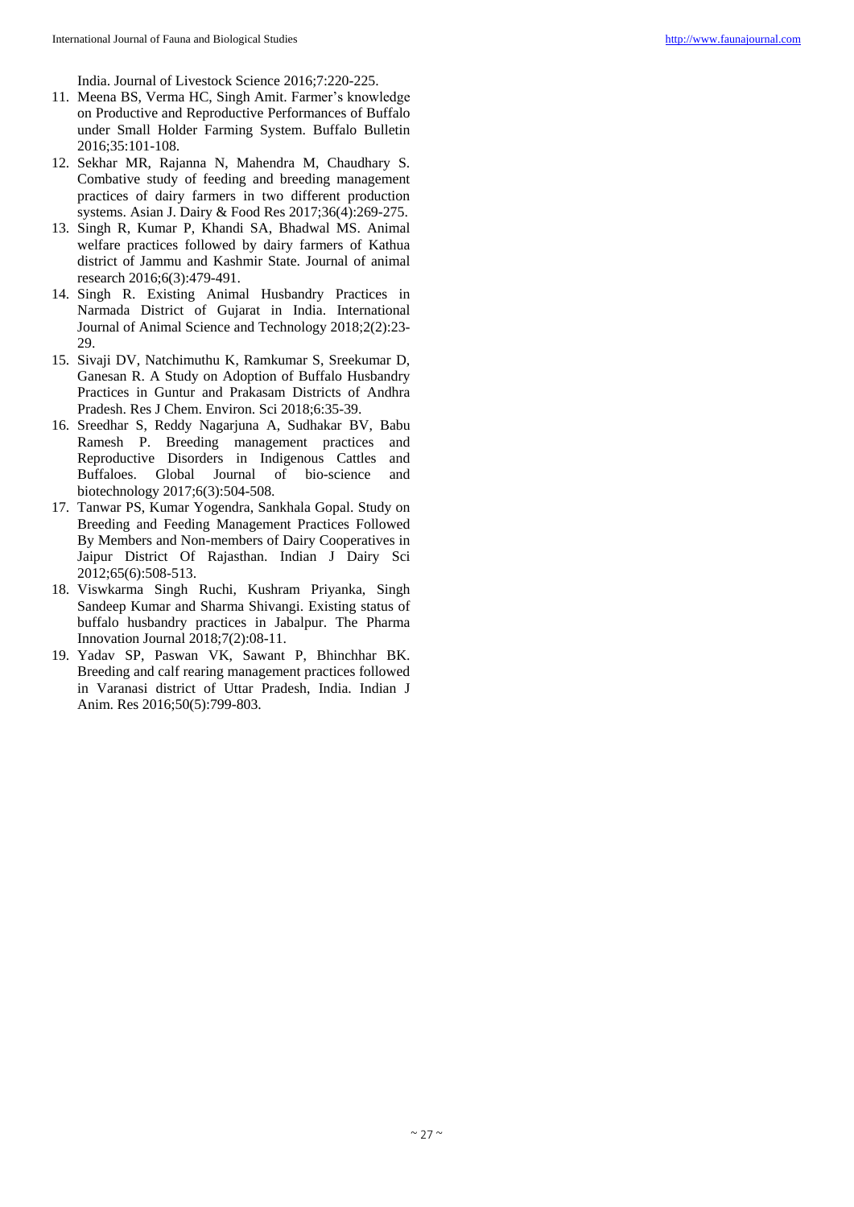India. Journal of Livestock Science 2016;7:220-225.

11. Meena BS, Verma HC, Singh Amit. Farmer's knowledge on Productive and Reproductive Performances of Buffalo under Small Holder Farming System. Buffalo Bulletin 2016;35:101-108.
12. Sekhar MR, Rajanna N, Mahendra M, Chaudhary S. Combative study of feeding and breeding management practices of dairy farmers in two different production systems. Asian J. Dairy & Food Res 2017;36(4):269-275.
13. Singh R, Kumar P, Khandi SA, Bhadwal MS. Animal welfare practices followed by dairy farmers of Kathua district of Jammu and Kashmir State. Journal of animal research 2016;6(3):479-491.
14. Singh R. Existing Animal Husbandry Practices in Narmada District of Gujarat in India. International Journal of Animal Science and Technology 2018;2(2):23-29.
15. Sivaji DV, Natchimuthu K, Ramkumar S, Sreekumar D, Ganesan R. A Study on Adoption of Buffalo Husbandry Practices in Guntur and Prakasam Districts of Andhra Pradesh. Res J Chem. Environ. Sci 2018;6:35-39.
16. Sreedhar S, Reddy Nagarjuna A, Sudhakar BV, Babu Ramesh P. Breeding management practices and Reproductive Disorders in Indigenous Cattles and Buffaloes. Global Journal of bio-science and biotechnology 2017;6(3):504-508.
17. Tanwar PS, Kumar Yogendra, Sankhala Gopal. Study on Breeding and Feeding Management Practices Followed By Members and Non-members of Dairy Cooperatives in Jaipur District Of Rajasthan. Indian J Dairy Sci 2012;65(6):508-513.
18. Viswkarma Singh Ruchi, Kushram Priyanka, Singh Sandeep Kumar and Sharma Shivangi. Existing status of buffalo husbandry practices in Jabalpur. The Pharma Innovation Journal 2018;7(2):08-11.
19. Yadav SP, Paswan VK, Sawant P, Bhinchhar BK. Breeding and calf rearing management practices followed in Varanasi district of Uttar Pradesh, India. Indian J Anim. Res 2016;50(5):799-803.